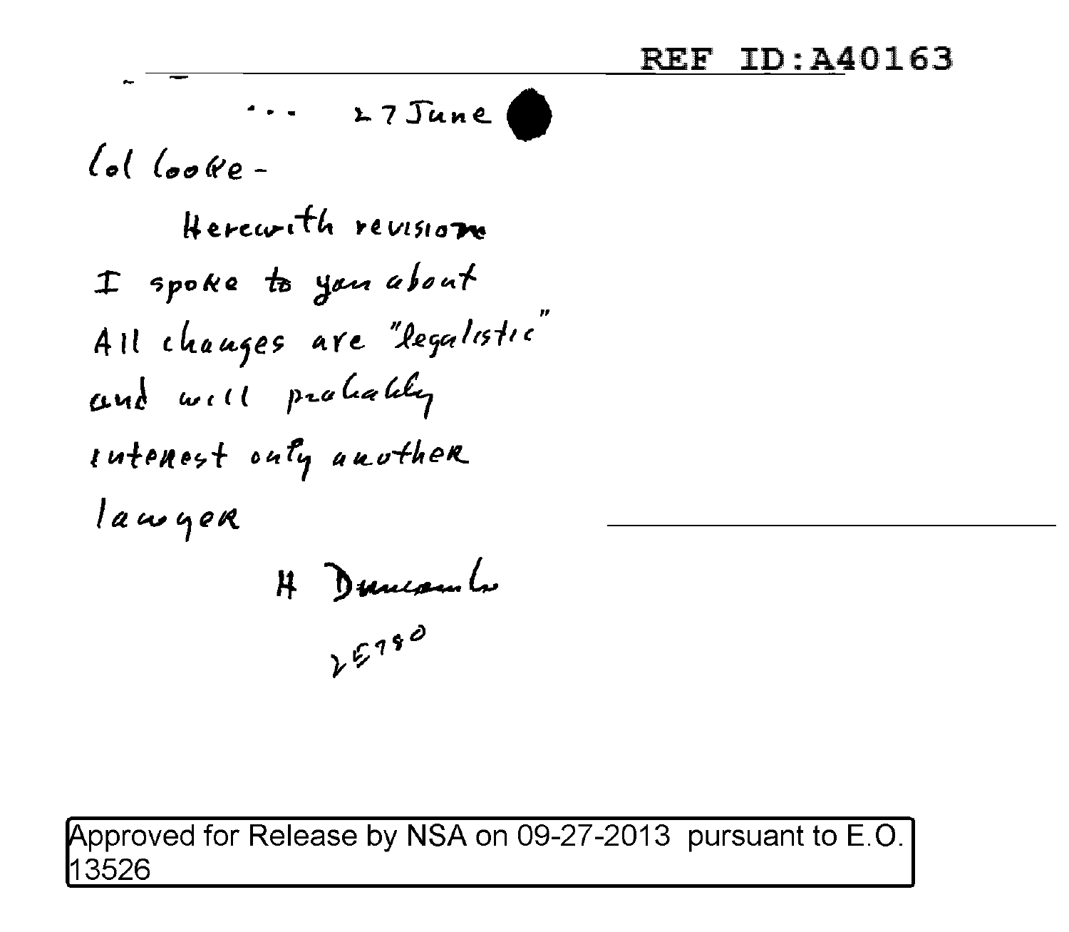REF ID:A40163

... 27 June

Col Cooke -

Herewith revisions I spoke to you about All changes are "legalistic" and will probably interest only another lawyer

H Duncombe

25780

Approved for Release by NSA on 09-27-2013 pursuant to E.O. 13526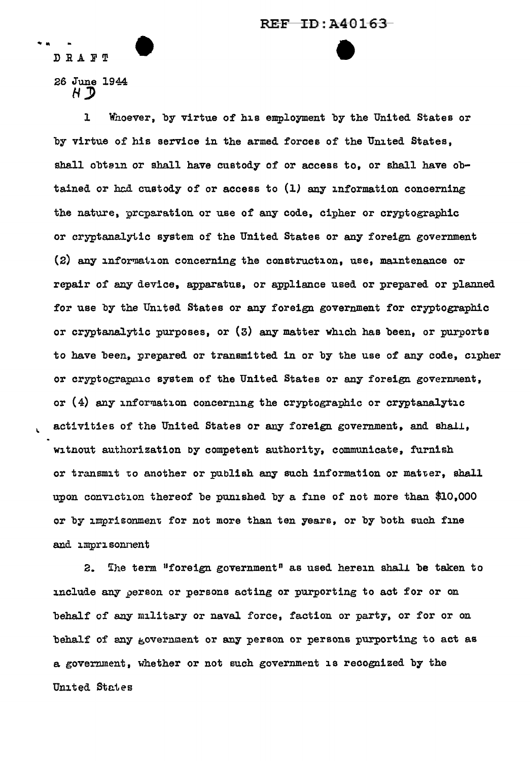REF ID:A40163

DRAFT

26 June 1944
HD

1 Whoever, by virtue of his employment by the United States or by virtue of his service in the armed forces of the United States, shall obtain or shall have custody of or access to, or shall have obtained or had custody of or access to (1) any information concerning the nature, preparation or use of any code, cipher or cryptographic or cryptanalytic system of the United States or any foreign government (2) any information concerning the construction, use, maintenance or repair of any device, apparatus, or appliance used or prepared or planned for use by the United States or any foreign government for cryptographic or cryptanalytic purposes, or (3) any matter which has been, or purports to have been, prepared or transmitted in or by the use of any code, cipher or cryptographic system of the United States or any foreign government, or (4) any information concerning the cryptographic or cryptanalytic activities of the United States or any foreign government, and shall, without authorization by competent authority, communicate, furnish or transmit to another or publish any such information or matter, shall upon conviction thereof be punished by a fine of not more than $10,000 or by imprisonment for not more than ten years, or by both such fine and imprisonment

2. The term "foreign government" as used herein shall be taken to include any person or persons acting or purporting to act for or on behalf of any military or naval force, faction or party, or for or on behalf of any government or any person or persons purporting to act as a government, whether or not such government is recognized by the United States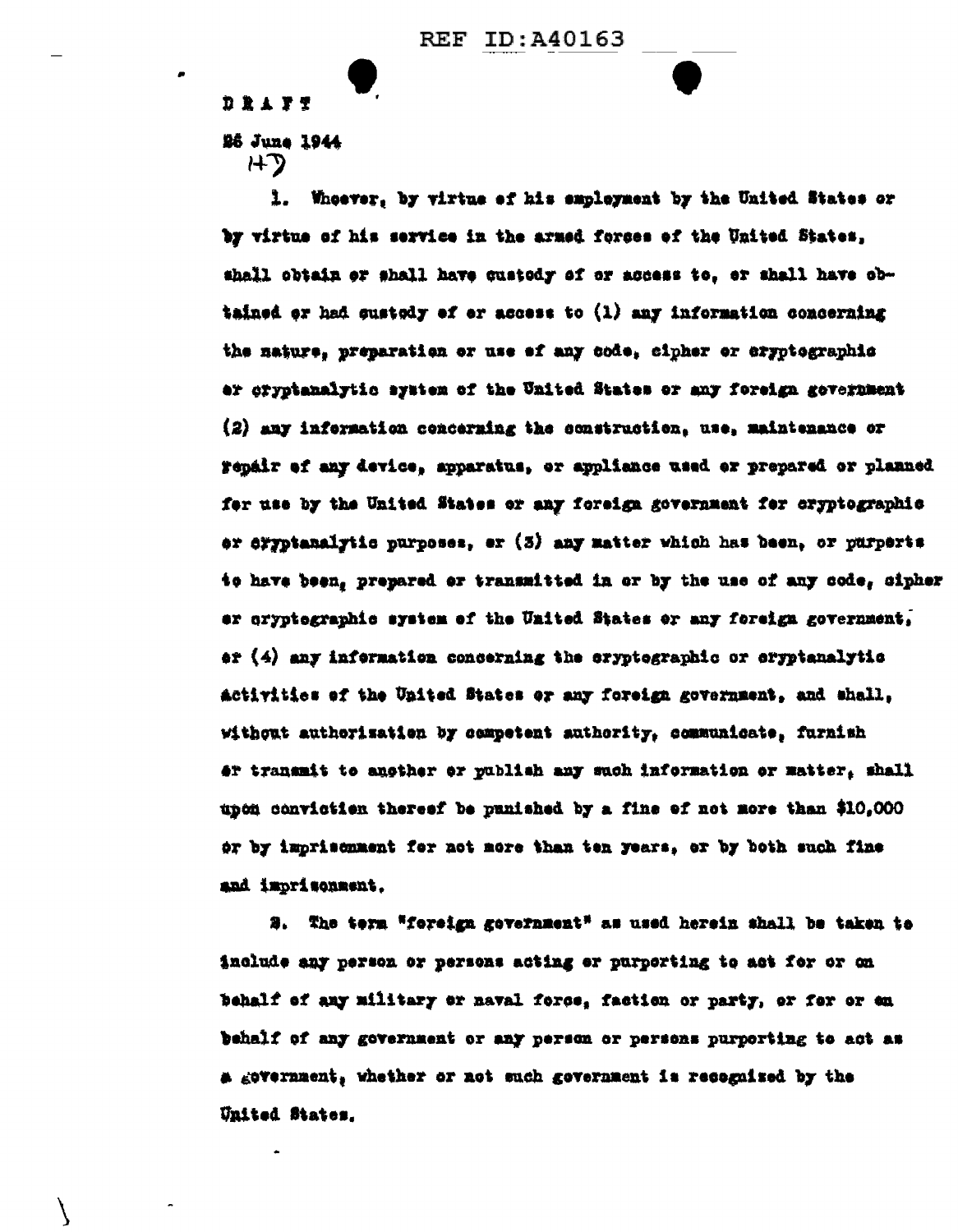DRAFT

26 June 1944

HD

1. Whoever, by virtue of his employment by the United States or by virtue of his service in the armed forces of the United States, shall obtain or shall have custody of or access to, or shall have obtained or had custody of or access to (1) any information concerning the nature, preparation or use of any code, cipher or cryptographic or cryptanalytic system of the United States or any foreign government (2) any information concerning the construction, use, maintenance or repair of any device, apparatus, or appliance used or prepared or planned for use by the United States or any foreign government for cryptographic or cryptanalytic purposes, or (3) any matter which has been, or purports to have been, prepared or transmitted in or by the use of any code, cipher or cryptographic system of the United States or any foreign government, or (4) any information concerning the cryptographic or cryptanalytic activities of the United States or any foreign government, and shall, without authorization by competent authority, communicate, furnish or transmit to another or publish any such information or matter, shall upon conviction thereof be punished by a fine of not more than $10,000 or by imprisonment for not more than ten years, or by both such fine and imprisonment.

2. The term "foreign government" as used herein shall be taken to include any person or persons acting or purporting to act for or on behalf of any military or naval force, faction or party, or for or on behalf of any government or any person or persons purporting to act as a government, whether or not such government is recognized by the United States.